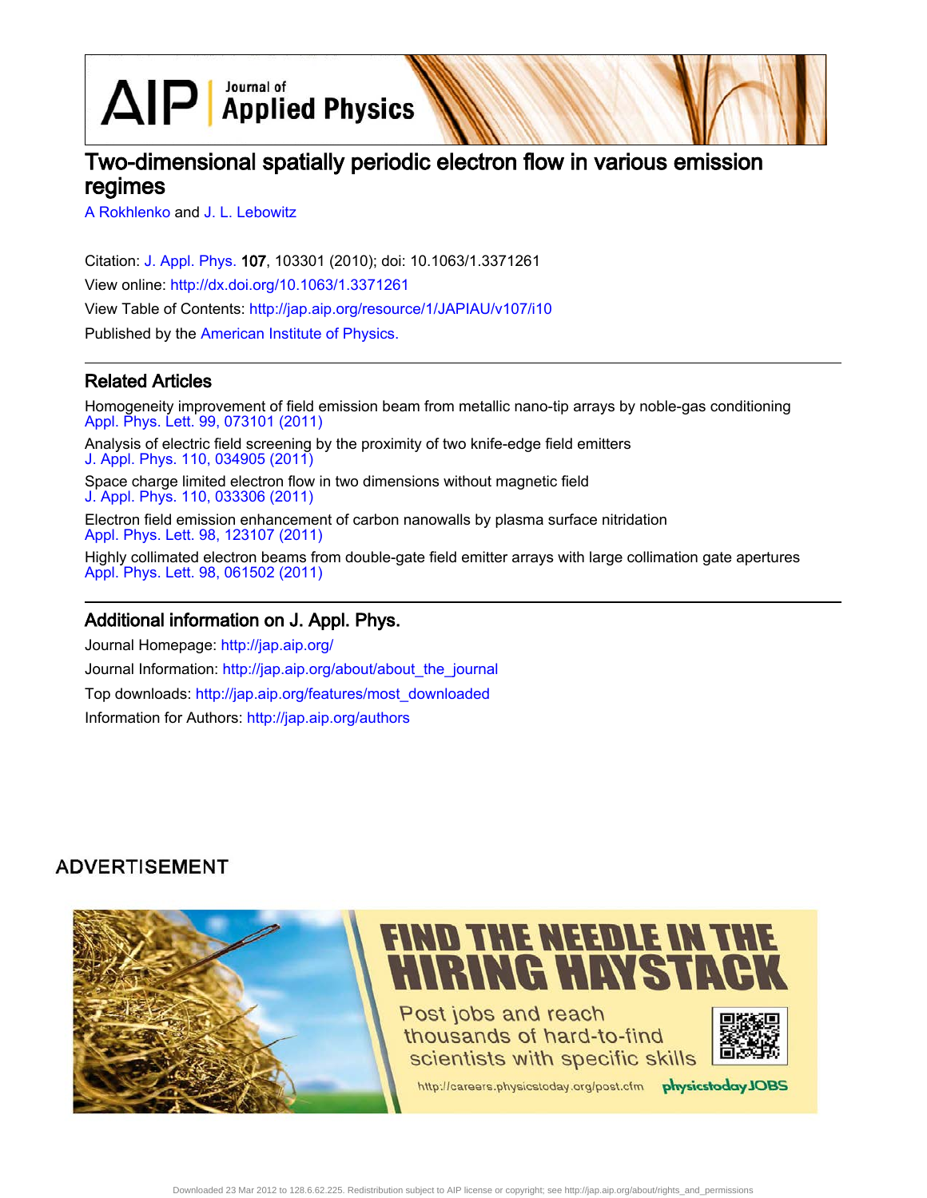# Two-dimensional spatially periodic electron flow in various emission regimes

A Rokhlenko and J. L. Lebowitz

Citation: J. Appl. Phys. **107**, 103301 (2010); doi: 10.1063/1.3371261

View online: http://dx.doi.org/10.1063/1.3371261

View Table of Contents: http://jap.aip.org/resource/1/JAPIAU/v107/i10

Published by the American Institute of Physics.

## Related Articles

Homogeneity improvement of field emission beam from metallic nano-tip arrays by noble-gas conditioning
Appl. Phys. Lett. 99, 073101 (2011)

Analysis of electric field screening by the proximity of two knife-edge field emitters
J. Appl. Phys. 110, 034905 (2011)

Space charge limited electron flow in two dimensions without magnetic field
J. Appl. Phys. 110, 033306 (2011)

Electron field emission enhancement of carbon nanowalls by plasma surface nitridation
Appl. Phys. Lett. 98, 123107 (2011)

Highly collimated electron beams from double-gate field emitter arrays with large collimation gate apertures
Appl. Phys. Lett. 98, 061502 (2011)

## Additional information on J. Appl. Phys.

Journal Homepage: http://jap.aip.org/

Journal Information: http://jap.aip.org/about/about_the_journal

Top downloads: http://jap.aip.org/features/most_downloaded

Information for Authors: http://jap.aip.org/authors

ADVERTISEMENT

FIND THE NEEDLE IN THE HIRING HAYSTACK

Post jobs and reach thousands of hard-to-find scientists with specific skills

http://careers.physicstoday.org/post.cfm physicstoday JOBS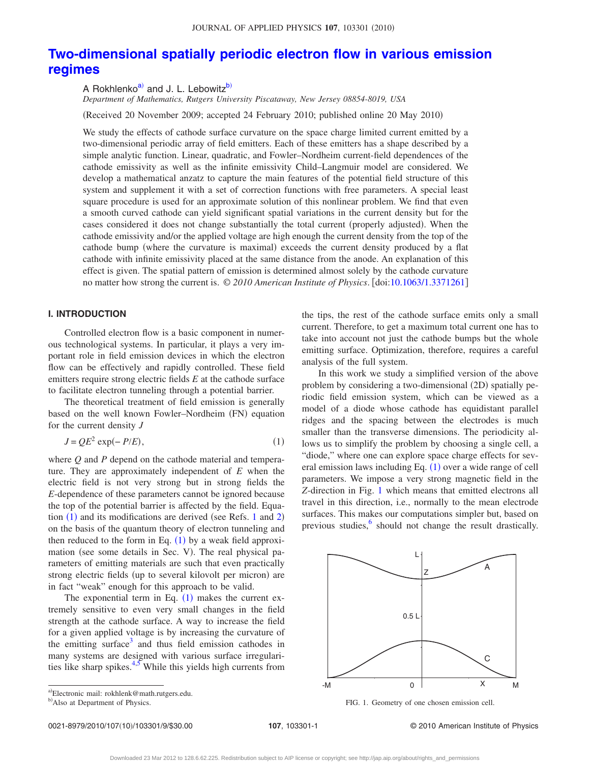# Two-dimensional spatially periodic electron flow in various emission regimes

A Rokhlenko[a] and J. L. Lebowitz[b]

*Department of Mathematics, Rutgers University Piscataway, New Jersey 08854-8019, USA*

(Received 20 November 2009; accepted 24 February 2010; published online 20 May 2010)

We study the effects of cathode surface curvature on the space charge limited current emitted by a two-dimensional periodic array of field emitters. Each of these emitters has a shape described by a simple analytic function. Linear, quadratic, and Fowler–Nordheim current-field dependences of the cathode emissivity as well as the infinite emissivity Child–Langmuir model are considered. We develop a mathematical anzatz to capture the main features of the potential field structure of this system and supplement it with a set of correction functions with free parameters. A special least square procedure is used for an approximate solution of this nonlinear problem. We find that even a smooth curved cathode can yield significant spatial variations in the current density but for the cases considered it does not change substantially the total current (properly adjusted). When the cathode emissivity and/or the applied voltage are high enough the current density from the top of the cathode bump (where the curvature is maximal) exceeds the current density produced by a flat cathode with infinite emissivity placed at the same distance from the anode. An explanation of this effect is given. The spatial pattern of emission is determined almost solely by the cathode curvature no matter how strong the current is. © *2010 American Institute of Physics*. [doi:10.1063/1.3371261]

## I. INTRODUCTION

Controlled electron flow is a basic component in numerous technological systems. In particular, it plays a very important role in field emission devices in which the electron flow can be effectively and rapidly controlled. These field emitters require strong electric fields $E$ at the cathode surface to facilitate electron tunneling through a potential barrier.

The theoretical treatment of field emission is generally based on the well known Fowler–Nordheim (FN) equation for the current density $J$

$$J = QE^2 \exp(-P/E), \tag{1}$$

where $Q$ and $P$ depend on the cathode material and temperature. They are approximately independent of $E$ when the electric field is not very strong but in strong fields the $E$-dependence of these parameters cannot be ignored because the top of the potential barrier is affected by the field. Equation (1) and its modifications are derived (see Refs. 1 and 2) on the basis of the quantum theory of electron tunneling and then reduced to the form in Eq. (1) by a weak field approximation (see some details in Sec. V). The real physical parameters of emitting materials are such that even practically strong electric fields (up to several kilovolt per micron) are in fact "weak" enough for this approach to be valid.

The exponential term in Eq. (1) makes the current extremely sensitive to even very small changes in the field strength at the cathode surface. A way to increase the field for a given applied voltage is by increasing the curvature of the emitting surface[3] and thus field emission cathodes in many systems are designed with various surface irregularities like sharp spikes.[4,5] While this yields high currents from the tips, the rest of the cathode surface emits only a small current. Therefore, to get a maximum total current one has to take into account not just the cathode bumps but the whole emitting surface. Optimization, therefore, requires a careful analysis of the full system.

In this work we study a simplified version of the above problem by considering a two-dimensional (2D) spatially periodic field emission system, which can be viewed as a model of a diode whose cathode has equidistant parallel ridges and the spacing between the electrodes is much smaller than the transverse dimensions. The periodicity allows us to simplify the problem by choosing a single cell, a "diode," where one can explore space charge effects for several emission laws including Eq. (1) over a wide range of cell parameters. We impose a very strong magnetic field in the $Z$-direction in Fig. 1 which means that emitted electrons all travel in this direction, i.e., normally to the mean electrode surfaces. This makes our computations simpler but, based on previous studies,[6] should not change the result drastically.

FIG. 1. Geometry of one chosen emission cell.

[a]Electronic mail: rokhlenk@math.rutgers.edu.
[b]Also at Department of Physics.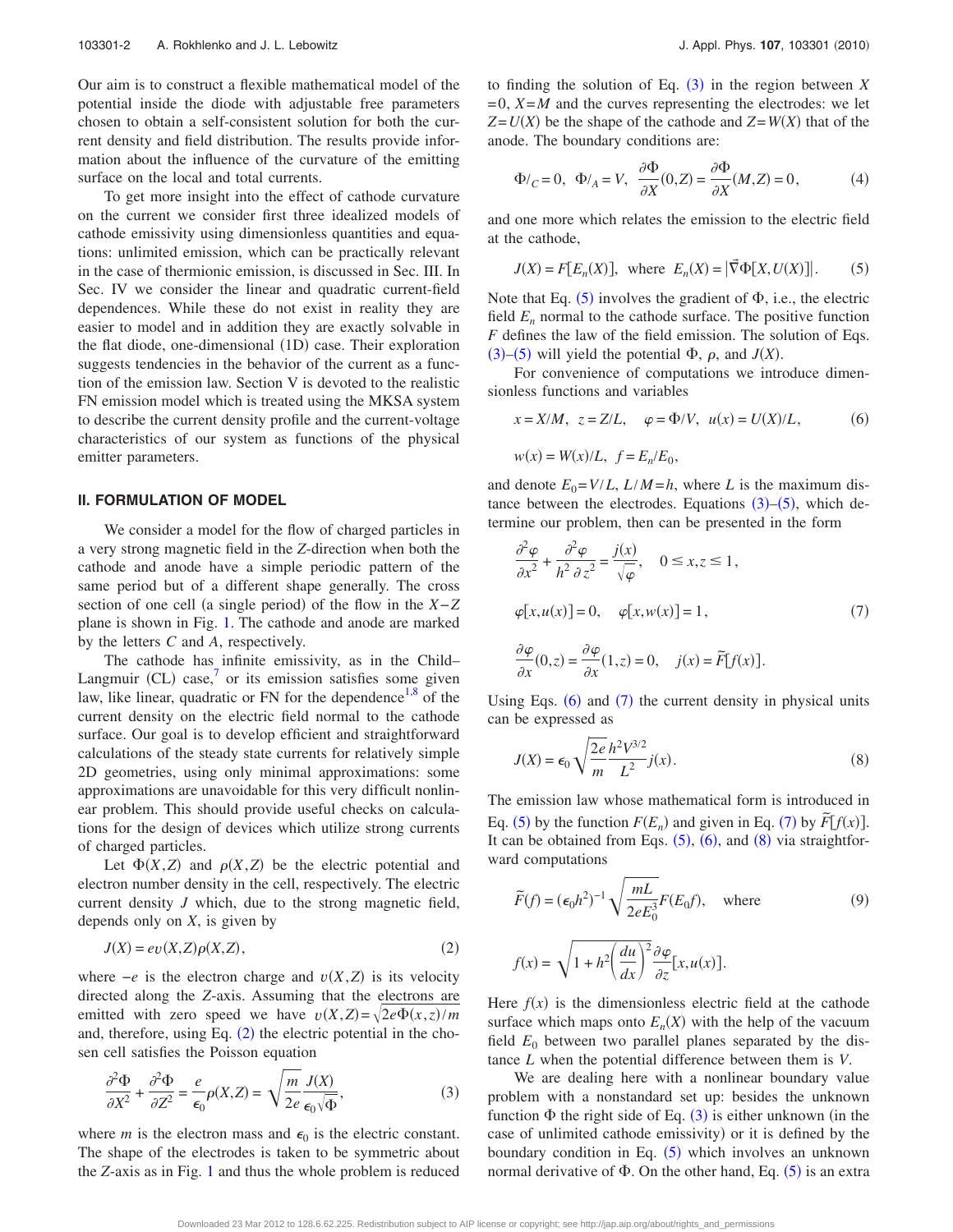Our aim is to construct a flexible mathematical model of the potential inside the diode with adjustable free parameters chosen to obtain a self-consistent solution for both the current density and field distribution. The results provide information about the influence of the curvature of the emitting surface on the local and total currents.

To get more insight into the effect of cathode curvature on the current we consider first three idealized models of cathode emissivity using dimensionless quantities and equations: unlimited emission, which can be practically relevant in the case of thermionic emission, is discussed in Sec. III. In Sec. IV we consider the linear and quadratic current-field dependences. While these do not exist in reality they are easier to model and in addition they are exactly solvable in the flat diode, one-dimensional (1D) case. Their exploration suggests tendencies in the behavior of the current as a function of the emission law. Section V is devoted to the realistic FN emission model which is treated using the MKSA system to describe the current density profile and the current-voltage characteristics of our system as functions of the physical emitter parameters.

## II. FORMULATION OF MODEL

We consider a model for the flow of charged particles in a very strong magnetic field in the $Z$-direction when both the cathode and anode have a simple periodic pattern of the same period but of a different shape generally. The cross section of one cell (a single period) of the flow in the $X-Z$ plane is shown in Fig. 1. The cathode and anode are marked by the letters $C$ and $A$, respectively.

The cathode has infinite emissivity, as in the Child–Langmuir (CL) case,[7] or its emission satisfies some given law, like linear, quadratic or FN for the dependence[1,8] of the current density on the electric field normal to the cathode surface. Our goal is to develop efficient and straightforward calculations of the steady state currents for relatively simple 2D geometries, using only minimal approximations: some approximations are unavoidable for this very difficult nonlinear problem. This should provide useful checks on calculations for the design of devices which utilize strong currents of charged particles.

Let $\Phi(X,Z)$ and $\rho(X,Z)$ be the electric potential and electron number density in the cell, respectively. The electric current density $J$ which, due to the strong magnetic field, depends only on $X$, is given by

$$J(X) = ev(X,Z)\rho(X,Z), \tag{2}$$

where $-e$ is the electron charge and $v(X,Z)$ is its velocity directed along the $Z$-axis. Assuming that the electrons are emitted with zero speed we have $v(X,Z)=\sqrt{2e\Phi(x,z)/m}$ and, therefore, using Eq. (2) the electric potential in the chosen cell satisfies the Poisson equation

$$\frac{\partial^2\Phi}{\partial X^2} + \frac{\partial^2\Phi}{\partial Z^2} = \frac{e}{\epsilon_0}\rho(X,Z) = \sqrt{\frac{m}{2e}}\frac{J(X)}{\epsilon_0\sqrt{\Phi}}, \tag{3}$$

where $m$ is the electron mass and $\epsilon_0$ is the electric constant. The shape of the electrodes is taken to be symmetric about the $Z$-axis as in Fig. 1 and thus the whole problem is reduced to finding the solution of Eq. (3) in the region between $X=0$, $X=M$ and the curves representing the electrodes: we let $Z=U(X)$ be the shape of the cathode and $Z=W(X)$ that of the anode. The boundary conditions are:

$$\Phi/_C = 0, \quad \Phi/_A = V, \quad \frac{\partial\Phi}{\partial X}(0,Z) = \frac{\partial\Phi}{\partial X}(M,Z) = 0, \tag{4}$$

and one more which relates the emission to the electric field at the cathode,

$$J(X) = F[E_n(X)], \quad \text{where} \quad E_n(X) = |\vec{\nabla}\Phi[X,U(X)]|. \tag{5}$$

Note that Eq. (5) involves the gradient of $\Phi$, i.e., the electric field $E_n$ normal to the cathode surface. The positive function $F$ defines the law of the field emission. The solution of Eqs. (3)–(5) will yield the potential $\Phi$, $\rho$, and $J(X)$.

For convenience of computations we introduce dimensionless functions and variables

$$x = X/M, \quad z = Z/L, \quad \varphi = \Phi/V, \quad u(x) = U(X)/L, \tag{6}$$

$$w(x) = W(X)/L, \quad f = E_n/E_0,$$

and denote $E_0 = V/L$, $L/M = h$, where $L$ is the maximum distance between the electrodes. Equations (3)–(5), which determine our problem, then can be presented in the form

$$\frac{\partial^2\varphi}{\partial x^2} + \frac{\partial^2\varphi}{h^2\,\partial z^2} = \frac{j(x)}{\sqrt{\varphi}}, \quad 0 \le x, z \le 1,$$

$$\varphi[x,u(x)] = 0, \quad \varphi[x,w(x)] = 1, \tag{7}$$

$$\frac{\partial\varphi}{\partial x}(0,z) = \frac{\partial\varphi}{\partial x}(1,z) = 0, \quad j(x) = \tilde{F}[f(x)].$$

Using Eqs. (6) and (7) the current density in physical units can be expressed as

$$J(X) = \epsilon_0\sqrt{\frac{2e}{m}}\frac{h^2V^{3/2}}{L^2}j(x). \tag{8}$$

The emission law whose mathematical form is introduced in Eq. (5) by the function $F(E_n)$ and given in Eq. (7) by $\tilde{F}[f(x)]$. It can be obtained from Eqs. (5), (6), and (8) via straightforward computations

$$\tilde{F}(f) = (\epsilon_0 h^2)^{-1}\sqrt{\frac{mL}{2eE_0^3}}F(E_0 f), \quad \text{where} \tag{9}$$

$$f(x) = \sqrt{1 + h^2\left(\frac{du}{dx}\right)^2}\frac{\partial\varphi}{\partial z}[x,u(x)].$$

Here $f(x)$ is the dimensionless electric field at the cathode surface which maps onto $E_n(X)$ with the help of the vacuum field $E_0$ between two parallel planes separated by the distance $L$ when the potential difference between them is $V$.

We are dealing here with a nonlinear boundary value problem with a nonstandard set up: besides the unknown function $\Phi$ the right side of Eq. (3) is either unknown (in the case of unlimited cathode emissivity) or it is defined by the boundary condition in Eq. (5) which involves an unknown normal derivative of $\Phi$. On the other hand, Eq. (5) is an extra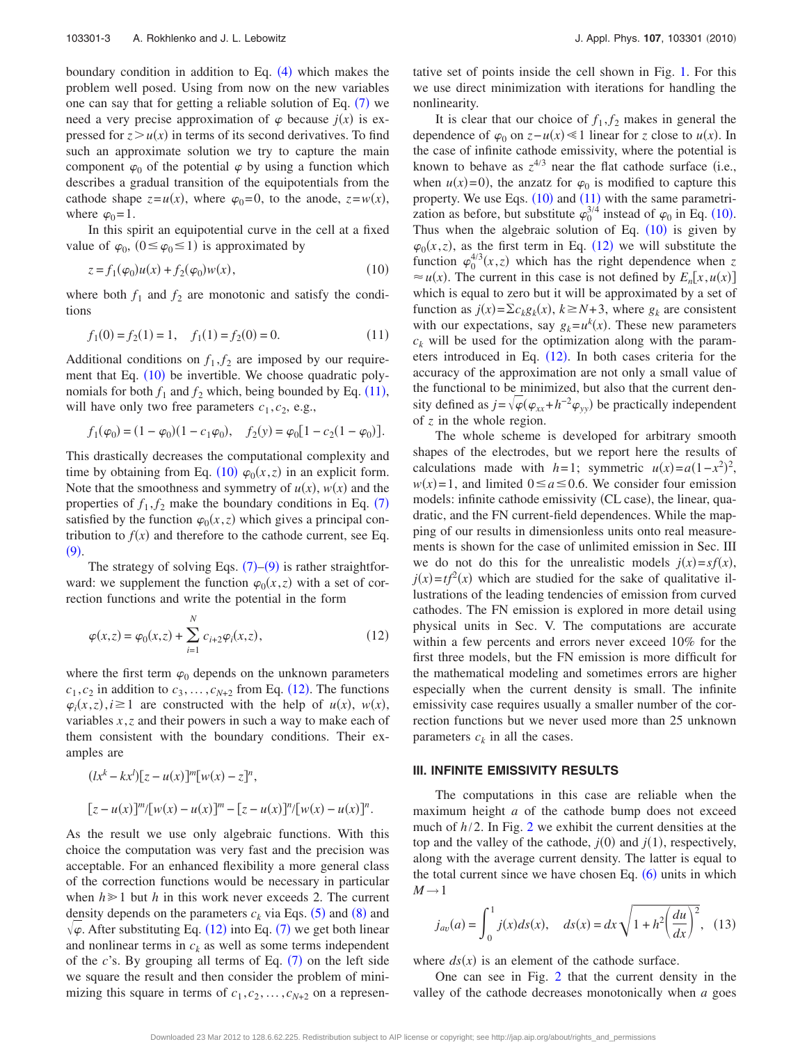boundary condition in addition to Eq. (4) which makes the problem well posed. Using from now on the new variables one can say that for getting a reliable solution of Eq. (7) we need a very precise approximation of $\varphi$ because $j(x)$ is expressed for $z > u(x)$ in terms of its second derivatives. To find such an approximate solution we try to capture the main component $\varphi_0$ of the potential $\varphi$ by using a function which describes a gradual transition of the equipotentials from the cathode shape $z=u(x)$, where $\varphi_0=0$, to the anode, $z=w(x)$, where $\varphi_0=1$.

In this spirit an equipotential curve in the cell at a fixed value of $\varphi_0$, $(0 \le \varphi_0 \le 1)$ is approximated by

$$z = f_1(\varphi_0)u(x) + f_2(\varphi_0)w(x), \tag{10}$$

where both $f_1$ and $f_2$ are monotonic and satisfy the conditions

$$f_1(0) = f_2(1) = 1, \quad f_1(1) = f_2(0) = 0. \tag{11}$$

Additional conditions on $f_1, f_2$ are imposed by our requirement that Eq. (10) be invertible. We choose quadratic polynomials for both $f_1$ and $f_2$ which, being bounded by Eq. (11), will have only two free parameters $c_1, c_2$, e.g.,

$$f_1(\varphi_0) = (1-\varphi_0)(1-c_1\varphi_0), \quad f_2(y) = \varphi_0[1-c_2(1-\varphi_0)].$$

This drastically decreases the computational complexity and time by obtaining from Eq. (10) $\varphi_0(x,z)$ in an explicit form. Note that the smoothness and symmetry of $u(x)$, $w(x)$ and the properties of $f_1, f_2$ make the boundary conditions in Eq. (7) satisfied by the function $\varphi_0(x,z)$ which gives a principal contribution to $f(x)$ and therefore to the cathode current, see Eq. (9).

The strategy of solving Eqs. (7)–(9) is rather straightforward: we supplement the function $\varphi_0(x,z)$ with a set of correction functions and write the potential in the form

$$\varphi(x,z) = \varphi_0(x,z) + \sum_{i=1}^{N} c_{i+2}\varphi_i(x,z), \tag{12}$$

where the first term $\varphi_0$ depends on the unknown parameters $c_1, c_2$ in addition to $c_3, \dots, c_{N+2}$ from Eq. (12). The functions $\varphi_i(x,z), i \ge 1$ are constructed with the help of $u(x)$, $w(x)$, variables $x,z$ and their powers in such a way to make each of them consistent with the boundary conditions. Their examples are

$$(lx^k - kx^l)[z-u(x)]^m[w(x)-z]^n,$$

$$[z-u(x)]^m/[w(x)-u(x)]^m - [z-u(x)]^n/[w(x)-u(x)]^n.$$

As the result we use only algebraic functions. With this choice the computation was very fast and the precision was acceptable. For an enhanced flexibility a more general class of the correction functions would be necessary in particular when $h \gg 1$ but $h$ in this work never exceeds 2. The current density depends on the parameters $c_k$ via Eqs. (5) and (8) and $\sqrt{\varphi}$. After substituting Eq. (12) into Eq. (7) we get both linear and nonlinear terms in $c_k$ as well as some terms independent of the $c$'s. By grouping all terms of Eq. (7) on the left side we square the result and then consider the problem of minimizing this square in terms of $c_1, c_2, \dots, c_{N+2}$ on a representative set of points inside the cell shown in Fig. 1. For this we use direct minimization with iterations for handling the nonlinearity.

It is clear that our choice of $f_1, f_2$ makes in general the dependence of $\varphi_0$ on $z-u(x) \ll 1$ linear for $z$ close to $u(x)$. In the case of infinite cathode emissivity, where the potential is known to behave as $z^{4/3}$ near the flat cathode surface (i.e., when $u(x)=0$), the anzatz for $\varphi_0$ is modified to capture this property. We use Eqs. (10) and (11) with the same parametrization as before, but substitute $\varphi_0^{3/4}$ instead of $\varphi_0$ in Eq. (10). Thus when the algebraic solution of Eq. (10) is given by $\varphi_0(x,z)$, as the first term in Eq. (12) we will substitute the function $\varphi_0^{4/3}(x,z)$ which has the right dependence when $z \approx u(x)$. The current in this case is not defined by $E_n[x,u(x)]$ which is equal to zero but it will be approximated by a set of function as $j(x)=\Sigma c_k g_k(x)$, $k \ge N+3$, where $g_k$ are consistent with our expectations, say $g_k = u^k(x)$. These new parameters $c_k$ will be used for the optimization along with the parameters introduced in Eq. (12). In both cases criteria for the accuracy of the approximation are not only a small value of the functional to be minimized, but also that the current density defined as $j=\sqrt{\varphi}(\varphi_{xx}+h^{-2}\varphi_{yy})$ be practically independent of $z$ in the whole region.

The whole scheme is developed for arbitrary smooth shapes of the electrodes, but we report here the results of calculations made with $h=1$; symmetric $u(x)=a(1-x^2)^2$, $w(x)=1$, and limited $0 \le a \le 0.6$. We consider four emission models: infinite cathode emissivity (CL case), the linear, quadratic, and the FN current-field dependences. While the mapping of our results in dimensionless units onto real measurements is shown for the case of unlimited emission in Sec. III we do not do this for the unrealistic models $j(x)=sf(x)$, $j(x)=tf^2(x)$ which are studied for the sake of qualitative illustrations of the leading tendencies of emission from curved cathodes. The FN emission is explored in more detail using physical units in Sec. V. The computations are accurate within a few percents and errors never exceed 10% for the first three models, but the FN emission is more difficult for the mathematical modeling and sometimes errors are higher especially when the current density is small. The infinite emissivity case requires usually a smaller number of the correction functions but we never used more than 25 unknown parameters $c_k$ in all the cases.

## III. INFINITE EMISSIVITY RESULTS

The computations in this case are reliable when the maximum height $a$ of the cathode bump does not exceed much of $h/2$. In Fig. 2 we exhibit the current densities at the top and the valley of the cathode, $j(0)$ and $j(1)$, respectively, along with the average current density. The latter is equal to the total current since we have chosen Eq. (6) units in which $M \to 1$

$$j_{av}(a) = \int_0^1 j(x)ds(x), \quad ds(x) = dx\sqrt{1+h^2\left(\frac{du}{dx}\right)^2}, \tag{13}$$

where $ds(x)$ is an element of the cathode surface.

One can see in Fig. 2 that the current density in the valley of the cathode decreases monotonically when $a$ goes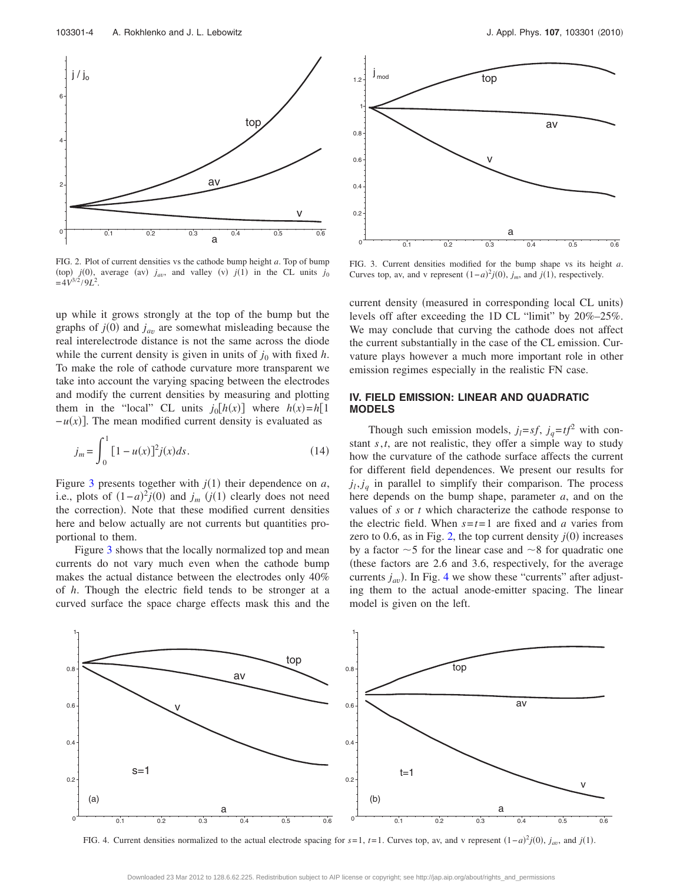FIG. 2. Plot of current densities vs the cathode bump height $a$. Top of bump (top) $j(0)$, average (av) $j_{av}$, and valley (v) $j(1)$ in the CL units $j_0 = 4V^{3/2}/9L^2$.

FIG. 3. Current densities modified for the bump shape vs its height $a$. Curves top, av, and v represent $(1-a)^2 j(0)$, $j_m$, and $j(1)$, respectively.

up while it grows strongly at the top of the bump but the graphs of $j(0)$ and $j_{av}$ are somewhat misleading because the real interelectrode distance is not the same across the diode while the current density is given in units of $j_0$ with fixed $h$. To make the role of cathode curvature more transparent we take into account the varying spacing between the electrodes and modify the current densities by measuring and plotting them in the "local" CL units $j_0[h(x)]$ where $h(x)=h[1-u(x)]$. The mean modified current density is evaluated as

$$j_m = \int_0^1 [1-u(x)]^2 j(x) ds. \tag{14}$$

Figure 3 presents together with $j(1)$ their dependence on $a$, i.e., plots of $(1-a)^2 j(0)$ and $j_m$ ($j(1)$ clearly does not need the correction). Note that these modified current densities here and below actually are not currents but quantities proportional to them.

Figure 3 shows that the locally normalized top and mean currents do not vary much even when the cathode bump makes the actual distance between the electrodes only 40% of $h$. Though the electric field tends to be stronger at a curved surface the space charge effects mask this and the current density (measured in corresponding local CL units) levels off after exceeding the 1D CL "limit" by 20%–25%. We may conclude that curving the cathode does not affect the current substantially in the case of the CL emission. Curvature plays however a much more important role in other emission regimes especially in the realistic FN case.

## IV. FIELD EMISSION: LINEAR AND QUADRATIC MODELS

Though such emission models, $j_l = sf$, $j_q = tf^2$ with constant $s, t$, are not realistic, they offer a simple way to study how the curvature of the cathode surface affects the current for different field dependences. We present our results for $j_l, j_q$ in parallel to simplify their comparison. The process here depends on the bump shape, parameter $a$, and on the values of $s$ or $t$ which characterize the cathode response to the electric field. When $s=t=1$ are fixed and $a$ varies from zero to 0.6, as in Fig. 2, the top current density $j(0)$ increases by a factor $\sim 5$ for the linear case and $\sim 8$ for quadratic one (these factors are 2.6 and 3.6, respectively, for the average currents $j_{av}$). In Fig. 4 we show these "currents" after adjusting them to the actual anode-emitter spacing. The linear model is given on the left.

FIG. 4. Current densities normalized to the actual electrode spacing for $s=1$, $t=1$. Curves top, av, and v represent $(1-a)^2 j(0)$, $j_{av}$, and $j(1)$.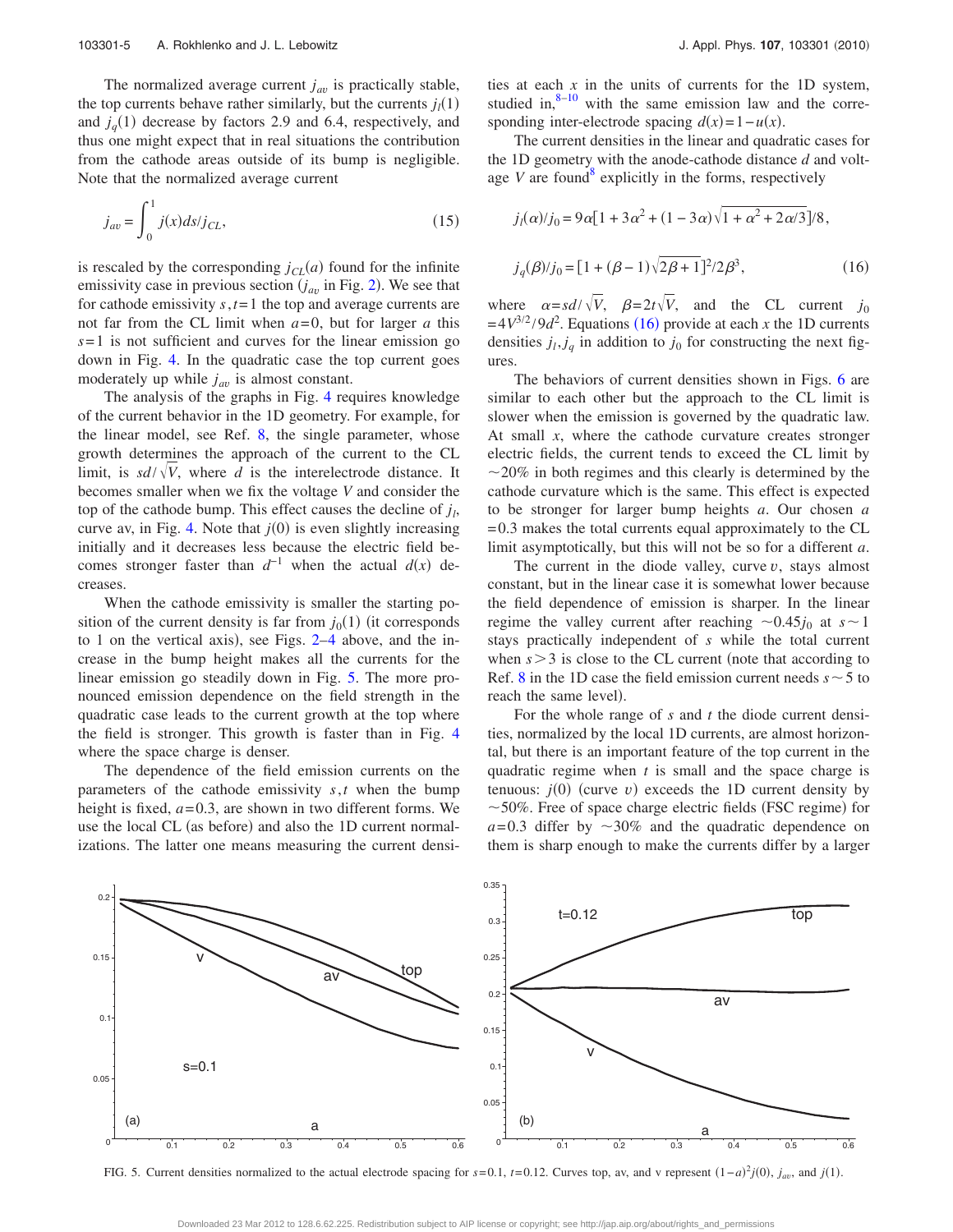The normalized average current $j_{av}$ is practically stable, the top currents behave rather similarly, but the currents $j_l(1)$ and $j_q(1)$ decrease by factors 2.9 and 6.4, respectively, and thus one might expect that in real situations the contribution from the cathode areas outside of its bump is negligible. Note that the normalized average current

$$j_{av} = \int_0^1 j(x)ds/j_{CL}, \tag{15}$$

is rescaled by the corresponding $j_{CL}(a)$ found for the infinite emissivity case in previous section ($j_{av}$ in Fig. 2). We see that for cathode emissivity $s,t=1$ the top and average currents are not far from the CL limit when $a=0$, but for larger $a$ this $s=1$ is not sufficient and curves for the linear emission go down in Fig. 4. In the quadratic case the top current goes moderately up while $j_{av}$ is almost constant.

The analysis of the graphs in Fig. 4 requires knowledge of the current behavior in the 1D geometry. For example, for the linear model, see Ref. 8, the single parameter, whose growth determines the approach of the current to the CL limit, is $sd/\sqrt{V}$, where $d$ is the interelectrode distance. It becomes smaller when we fix the voltage $V$ and consider the top of the cathode bump. This effect causes the decline of $j_l$, curve av, in Fig. 4. Note that $j(0)$ is even slightly increasing initially and it decreases less because the electric field becomes stronger faster than $d^{-1}$ when the actual $d(x)$ decreases.

When the cathode emissivity is smaller the starting position of the current density is far from $j_0(1)$ (it corresponds to 1 on the vertical axis), see Figs. 2–4 above, and the increase in the bump height makes all the currents for the linear emission go steadily down in Fig. 5. The more pronounced emission dependence on the field strength in the quadratic case leads to the current growth at the top where the field is stronger. This growth is faster than in Fig. 4 where the space charge is denser.

The dependence of the field emission currents on the parameters of the cathode emissivity $s,t$ when the bump height is fixed, $a=0.3$, are shown in two different forms. We use the local CL (as before) and also the 1D current normalizations. The latter one means measuring the current densities at each $x$ in the units of currents for the 1D system, studied in,[8–10] with the same emission law and the corresponding inter-electrode spacing $d(x)=1-u(x)$.

The current densities in the linear and quadratic cases for the 1D geometry with the anode-cathode distance $d$ and voltage $V$ are found[8] explicitly in the forms, respectively

$$j_l(\alpha)/j_0 = 9\alpha[1 + 3\alpha^2 + (1-3\alpha)\sqrt{1+\alpha^2+2\alpha/3}]/8,$$

$$j_q(\beta)/j_0 = [1 + (\beta-1)\sqrt{2\beta+1}]^2/2\beta^3, \tag{16}$$

where $\alpha = sd/\sqrt{V}$, $\beta = 2t\sqrt{V}$, and the CL current $j_0 = 4V^{3/2}/9d^2$. Equations (16) provide at each $x$ the 1D currents densities $j_l, j_q$ in addition to $j_0$ for constructing the next figures.

The behaviors of current densities shown in Figs. 6 are similar to each other but the approach to the CL limit is slower when the emission is governed by the quadratic law. At small $x$, where the cathode curvature creates stronger electric fields, the current tends to exceed the CL limit by $\sim$20% in both regimes and this clearly is determined by the cathode curvature which is the same. This effect is expected to be stronger for larger bump heights $a$. Our chosen $a=0.3$ makes the total currents equal approximately to the CL limit asymptotically, but this will not be so for a different $a$.

The current in the diode valley, curve $v$, stays almost constant, but in the linear case it is somewhat lower because the field dependence of emission is sharper. In the linear regime the valley current after reaching $\sim 0.45j_0$ at $s\sim 1$ stays practically independent of $s$ while the total current when $s>3$ is close to the CL current (note that according to Ref. 8 in the 1D case the field emission current needs $s\sim 5$ to reach the same level).

For the whole range of $s$ and $t$ the diode current densities, normalized by the local 1D currents, are almost horizontal, but there is an important feature of the top current in the quadratic regime when $t$ is small and the space charge is tenuous: $j(0)$ (curve $v$) exceeds the 1D current density by $\sim$50%. Free of space charge electric fields (FSC regime) for $a=0.3$ differ by $\sim$30% and the quadratic dependence on them is sharp enough to make the currents differ by a larger

FIG. 5. Current densities normalized to the actual electrode spacing for $s=0.1$, $t=0.12$. Curves top, av, and v represent $(1-a)^2j(0)$, $j_{av}$, and $j(1)$.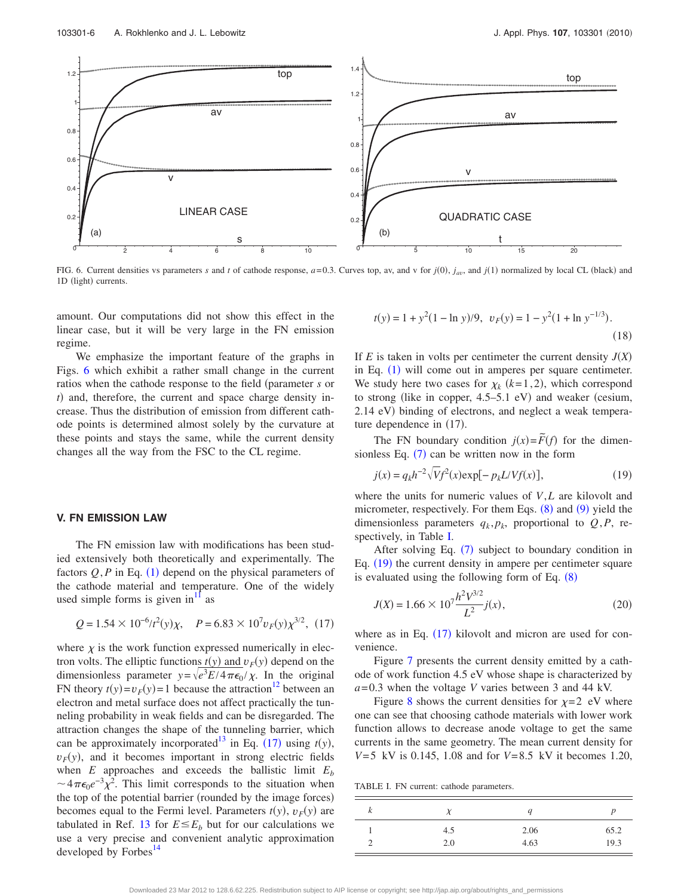FIG. 6. Current densities vs parameters $s$ and $t$ of cathode response, $a=0.3$. Curves top, av, and v for $j(0)$, $j_{av}$, and $j(1)$ normalized by local CL (black) and 1D (light) currents.

amount. Our computations did not show this effect in the linear case, but it will be very large in the FN emission regime.

We emphasize the important feature of the graphs in Figs. 6 which exhibit a rather small change in the current ratios when the cathode response to the field (parameter $s$ or $t$) and, therefore, the current and space charge density increase. Thus the distribution of emission from different cathode points is determined almost solely by the curvature at these points and stays the same, while the current density changes all the way from the FSC to the CL regime.

## V. FN EMISSION LAW

The FN emission law with modifications has been studied extensively both theoretically and experimentally. The factors $Q,P$ in Eq. (1) depend on the physical parameters of the cathode material and temperature. One of the widely used simple forms is given in[11] as

$$Q = 1.54 \times 10^{-6}/t^2(y)\chi, \quad P = 6.83 \times 10^7 v_F(y)\chi^{3/2}, \tag{17}$$

where $\chi$ is the work function expressed numerically in electron volts. The elliptic functions $t(y)$ and $v_F(y)$ depend on the dimensionless parameter $y=\sqrt{e^3E/4\pi\epsilon_0}/\chi$. In the original FN theory $t(y)=v_F(y)=1$ because the attraction[12] between an electron and metal surface does not affect practically the tunneling probability in weak fields and can be disregarded. The attraction changes the shape of the tunneling barrier, which can be approximately incorporated[13] in Eq. (17) using $t(y)$, $v_F(y)$, and it becomes important in strong electric fields when $E$ approaches and exceeds the ballistic limit $E_b \sim 4\pi\epsilon_0 e^{-3}\chi^2$. This limit corresponds to the situation when the top of the potential barrier (rounded by the image forces) becomes equal to the Fermi level. Parameters $t(y)$, $v_F(y)$ are tabulated in Ref. 13 for $E \leq E_b$ but for our calculations we use a very precise and convenient analytic approximation developed by Forbes[14]

$$t(y) = 1 + y^2(1 - \ln y)/9, \quad v_F(y) = 1 - y^2(1 + \ln y^{-1/3}). \tag{18}$$

If $E$ is taken in volts per centimeter the current density $J(X)$ in Eq. (1) will come out in amperes per square centimeter. We study here two cases for $\chi_k$ $(k=1,2)$, which correspond to strong (like in copper, 4.5–5.1 eV) and weaker (cesium, 2.14 eV) binding of electrons, and neglect a weak temperature dependence in (17).

The FN boundary condition $j(x)=\tilde{F}(f)$ for the dimensionless Eq. (7) can be written now in the form

$$j(x) = q_k h^{-2}\sqrt{V}f^2(x)\exp[-p_k L/Vf(x)], \tag{19}$$

where the units for numeric values of $V,L$ are kilovolt and micrometer, respectively. For them Eqs. (8) and (9) yield the dimensionless parameters $q_k,p_k$, proportional to $Q,P$, respectively, in Table I.

After solving Eq. (7) subject to boundary condition in Eq. (19) the current density in ampere per centimeter square is evaluated using the following form of Eq. (8)

$$J(X) = 1.66 \times 10^7 \frac{h^2V^{3/2}}{L^2} j(x), \tag{20}$$

where as in Eq. (17) kilovolt and micron are used for convenience.

Figure 7 presents the current density emitted by a cathode of work function 4.5 eV whose shape is characterized by $a=0.3$ when the voltage $V$ varies between 3 and 44 kV.

Figure 8 shows the current densities for $\chi=2$ eV where one can see that choosing cathode materials with lower work function allows to decrease anode voltage to get the same currents in the same geometry. The mean current density for $V=5$ kV is 0.145, 1.08 and for $V=8.5$ kV it becomes 1.20,

TABLE I. FN current: cathode parameters.

| $k$ | $\chi$ | $q$ | $p$ |
|---|---|---|---|
| 1 | 4.5 | 2.06 | 65.2 |
| 2 | 2.0 | 4.63 | 19.3 |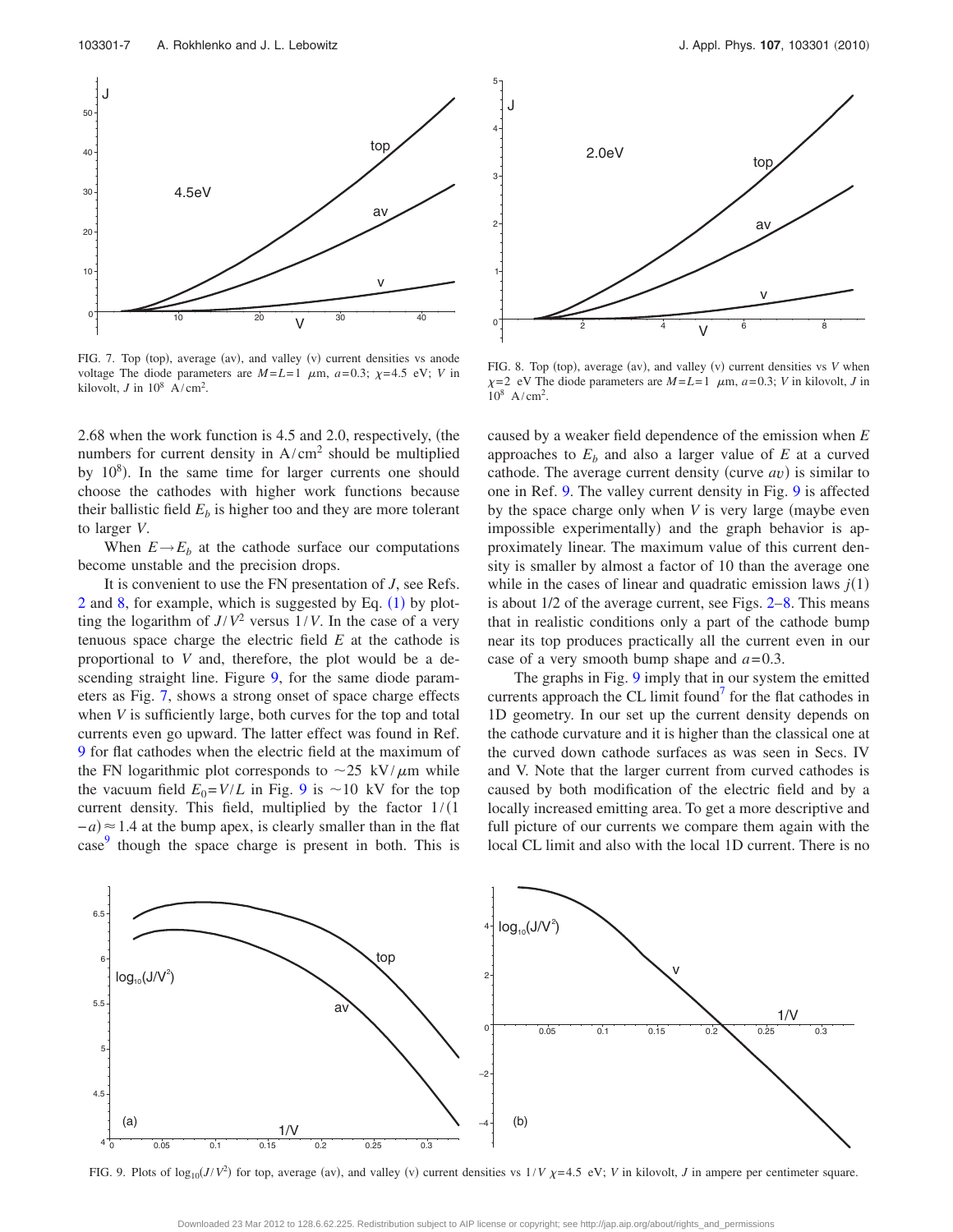FIG. 7. Top (top), average (av), and valley (v) current densities vs anode voltage The diode parameters are $M=L=1$ $\mu$m, $a=0.3$; $\chi=4.5$ eV; $V$ in kilovolt, $J$ in $10^8$ A/cm$^2$.

FIG. 8. Top (top), average (av), and valley (v) current densities vs $V$ when $\chi=2$ eV The diode parameters are $M=L=1$ $\mu$m, $a=0.3$; $V$ in kilovolt, $J$ in $10^8$ A/cm$^2$.

2.68 when the work function is 4.5 and 2.0, respectively, (the numbers for current density in A/cm$^2$ should be multiplied by $10^8$). In the same time for larger currents one should choose the cathodes with higher work functions because their ballistic field $E_b$ is higher too and they are more tolerant to larger $V$.

When $E \to E_b$ at the cathode surface our computations become unstable and the precision drops.

It is convenient to use the FN presentation of $J$, see Refs. 2 and 8, for example, which is suggested by Eq. (1) by plotting the logarithm of $J/V^2$ versus $1/V$. In the case of a very tenuous space charge the electric field $E$ at the cathode is proportional to $V$ and, therefore, the plot would be a descending straight line. Figure 9, for the same diode parameters as Fig. 7, shows a strong onset of space charge effects when $V$ is sufficiently large, both curves for the top and total currents even go upward. The latter effect was found in Ref. 9 for flat cathodes when the electric field at the maximum of the FN logarithmic plot corresponds to $\sim 25$ kV/$\mu$m while the vacuum field $E_0 = V/L$ in Fig. 9 is $\sim 10$ kV for the top current density. This field, multiplied by the factor $1/(1-a) \approx 1.4$ at the bump apex, is clearly smaller than in the flat case[9] though the space charge is present in both. This is caused by a weaker field dependence of the emission when $E$ approaches to $E_b$ and also a larger value of $E$ at a curved cathode. The average current density (curve $av$) is similar to one in Ref. 9. The valley current density in Fig. 9 is affected by the space charge only when $V$ is very large (maybe even impossible experimentally) and the graph behavior is approximately linear. The maximum value of this current density is smaller by almost a factor of 10 than the average one while in the cases of linear and quadratic emission laws $j(1)$ is about 1/2 of the average current, see Figs. 2–8. This means that in realistic conditions only a part of the cathode bump near its top produces practically all the current even in our case of a very smooth bump shape and $a=0.3$.

The graphs in Fig. 9 imply that in our system the emitted currents approach the CL limit found[7] for the flat cathodes in 1D geometry. In our set up the current density depends on the cathode curvature and it is higher than the classical one at the curved down cathode surfaces as was seen in Secs. IV and V. Note that the larger current from curved cathodes is caused by both modification of the electric field and by a locally increased emitting area. To get a more descriptive and full picture of our currents we compare them again with the local CL limit and also with the local 1D current. There is no

FIG. 9. Plots of $\log_{10}(J/V^2)$ for top, average (av), and valley (v) current densities vs $1/V$ $\chi=4.5$ eV; $V$ in kilovolt, $J$ in ampere per centimeter square.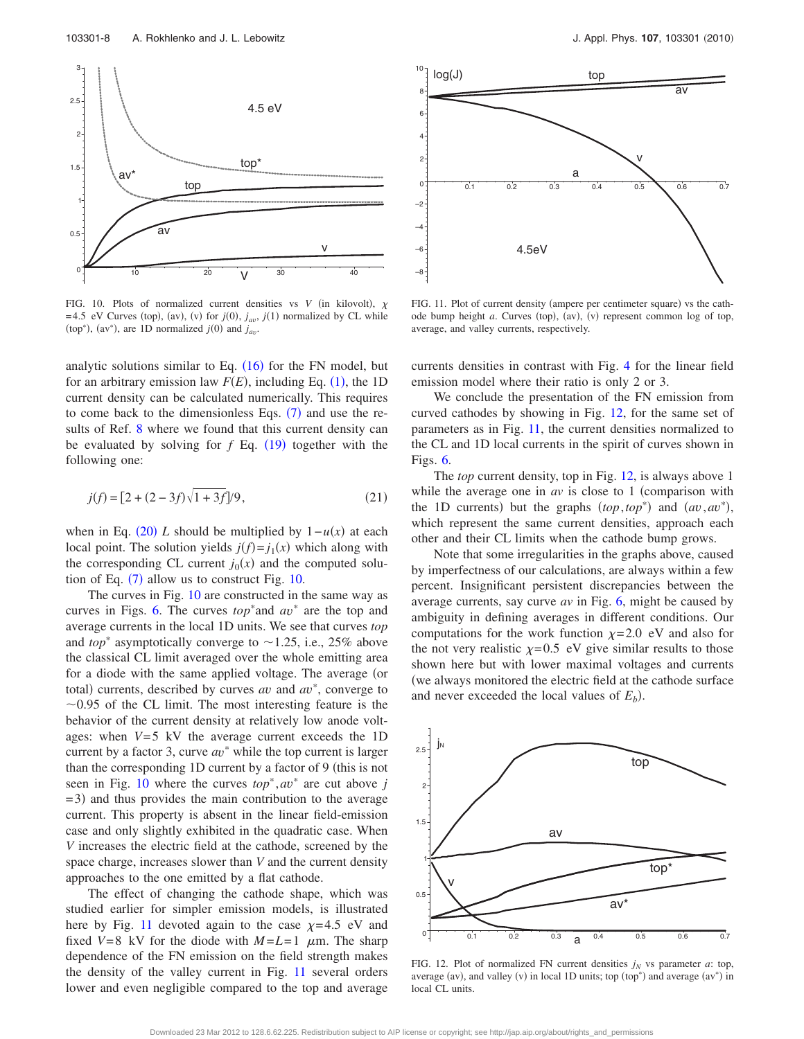FIG. 10. Plots of normalized current densities vs $V$ (in kilovolt), $\chi$ =4.5 eV Curves (top), (av), (v) for $j(0)$, $j_{av}$, $j(1)$ normalized by CL while (top*), (av*), are 1D normalized $j(0)$ and $j_{av}$.

FIG. 11. Plot of current density (ampere per centimeter square) vs the cathode bump height $a$. Curves (top), (av), (v) represent common log of top, average, and valley currents, respectively.

analytic solutions similar to Eq. (16) for the FN model, but for an arbitrary emission law $F(E)$, including Eq. (1), the 1D current density can be calculated numerically. This requires to come back to the dimensionless Eqs. (7) and use the results of Ref. 8 where we found that this current density can be evaluated by solving for $f$ Eq. (19) together with the following one:

$$j(f) = [2 + (2 - 3f)\sqrt{1 + 3f}]/9, \tag{21}$$

when in Eq. (20) $L$ should be multiplied by $1-u(x)$ at each local point. The solution yields $j(f)=j_1(x)$ which along with the corresponding CL current $j_0(x)$ and the computed solution of Eq. (7) allow us to construct Fig. 10.

The curves in Fig. 10 are constructed in the same way as curves in Figs. 6. The curves *top**and *av** are the top and average currents in the local 1D units. We see that curves *top* and *top** asymptotically converge to ~1.25, i.e., 25% above the classical CL limit averaged over the whole emitting area for a diode with the same applied voltage. The average (or total) currents, described by curves *av* and *av**, converge to ~0.95 of the CL limit. The most interesting feature is the behavior of the current density at relatively low anode voltages: when $V=5$ kV the average current exceeds the 1D current by a factor 3, curve *av** while the top current is larger than the corresponding 1D current by a factor of 9 (this is not seen in Fig. 10 where the curves *top**, *av** are cut above $j=3$) and thus provides the main contribution to the average current. This property is absent in the linear field-emission case and only slightly exhibited in the quadratic case. When $V$ increases the electric field at the cathode, screened by the space charge, increases slower than $V$ and the current density approaches to the one emitted by a flat cathode.

The effect of changing the cathode shape, which was studied earlier for simpler emission models, is illustrated here by Fig. 11 devoted again to the case $\chi=4.5$ eV and fixed $V=8$ kV for the diode with $M=L=1$ $\mu$m. The sharp dependence of the FN emission on the field strength makes the density of the valley current in Fig. 11 several orders lower and even negligible compared to the top and average currents densities in contrast with Fig. 4 for the linear field emission model where their ratio is only 2 or 3.

We conclude the presentation of the FN emission from curved cathodes by showing in Fig. 12, for the same set of parameters as in Fig. 11, the current densities normalized to the CL and 1D local currents in the spirit of curves shown in Figs. 6.

The *top* current density, top in Fig. 12, is always above 1 while the average one in *av* is close to 1 (comparison with the 1D currents) but the graphs (*top*, *top**) and (*av*, *av**), which represent the same current densities, approach each other and their CL limits when the cathode bump grows.

Note that some irregularities in the graphs above, caused by imperfectness of our calculations, are always within a few percent. Insignificant persistent discrepancies between the average currents, say curve *av* in Fig. 6, might be caused by ambiguity in defining averages in different conditions. Our computations for the work function $\chi=2.0$ eV and also for the not very realistic $\chi=0.5$ eV give similar results to those shown here but with lower maximal voltages and currents (we always monitored the electric field at the cathode surface and never exceeded the local values of $E_b$).

FIG. 12. Plot of normalized FN current densities $j_N$ vs parameter $a$: top, average (av), and valley (v) in local 1D units; top (top*) and average (av*) in local CL units.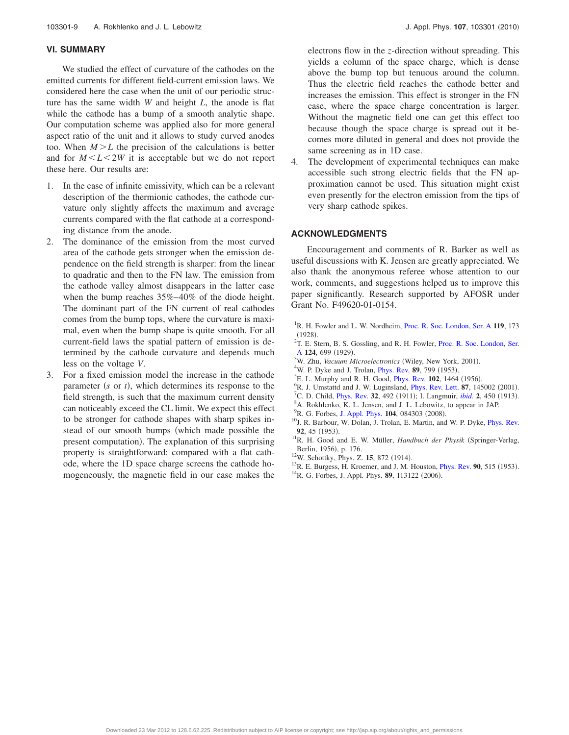## VI. SUMMARY

We studied the effect of curvature of the cathodes on the emitted currents for different field-current emission laws. We considered here the case when the unit of our periodic structure has the same width $W$ and height $L$, the anode is flat while the cathode has a bump of a smooth analytic shape. Our computation scheme was applied also for more general aspect ratio of the unit and it allows to study curved anodes too. When $M > L$ the precision of the calculations is better and for $M < L < 2W$ it is acceptable but we do not report these here. Our results are:

1. In the case of infinite emissivity, which can be a relevant description of the thermionic cathodes, the cathode curvature only slightly affects the maximum and average currents compared with the flat cathode at a corresponding distance from the anode.
2. The dominance of the emission from the most curved area of the cathode gets stronger when the emission dependence on the field strength is sharper: from the linear to quadratic and then to the FN law. The emission from the cathode valley almost disappears in the latter case when the bump reaches 35%–40% of the diode height. The dominant part of the FN current of real cathodes comes from the bump tops, where the curvature is maximal, even when the bump shape is quite smooth. For all current-field laws the spatial pattern of emission is determined by the cathode curvature and depends much less on the voltage $V$.
3. For a fixed emission model the increase in the cathode parameter ($s$ or $t$), which determines its response to the field strength, is such that the maximum current density can noticeably exceed the CL limit. We expect this effect to be stronger for cathode shapes with sharp spikes instead of our smooth bumps (which made possible the present computation). The explanation of this surprising property is straightforward: compared with a flat cathode, where the 1D space charge screens the cathode homogeneously, the magnetic field in our case makes the electrons flow in the $z$-direction without spreading. This yields a column of the space charge, which is dense above the bump top but tenuous around the column. Thus the electric field reaches the cathode better and increases the emission. This effect is stronger in the FN case, where the space charge concentration is larger. Without the magnetic field one can get this effect too because though the space charge is spread out it becomes more diluted in general and does not provide the same screening as in 1D case.
4. The development of experimental techniques can make accessible such strong electric fields that the FN approximation cannot be used. This situation might exist even presently for the electron emission from the tips of very sharp cathode spikes.

## ACKNOWLEDGMENTS

Encouragement and comments of R. Barker as well as useful discussions with K. Jensen are greatly appreciated. We also thank the anonymous referee whose attention to our work, comments, and suggestions helped us to improve this paper significantly. Research supported by AFOSR under Grant No. F49620-01-0154.

[1] R. H. Fowler and L. W. Nordheim, Proc. R. Soc. London, Ser. A **119**, 173 (1928).
[2] T. E. Stern, B. S. Gossling, and R. H. Fowler, Proc. R. Soc. London, Ser. A **124**, 699 (1929).
[3] W. Zhu, *Vacuum Microelectronics* (Wiley, New York, 2001).
[4] W. P. Dyke and J. Trolan, Phys. Rev. **89**, 799 (1953).
[5] E. L. Murphy and R. H. Good, Phys. Rev. **102**, 1464 (1956).
[6] R. J. Umstattd and J. W. Luginsland, Phys. Rev. Lett. **87**, 145002 (2001).
[7] C. D. Child, Phys. Rev. **32**, 492 (1911); I. Langmuir, *ibid.* **2**, 450 (1913).
[8] A. Rokhlenko, K. L. Jensen, and J. L. Lebowitz, to appear in JAP.
[9] R. G. Forbes, J. Appl. Phys. **104**, 084303 (2008).
[10] J. R. Barbour, W. Dolan, J. Trolan, E. Martin, and W. P. Dyke, Phys. Rev. **92**, 45 (1953).
[11] R. H. Good and E. W. Müller, *Handbuch der Physik* (Springer-Verlag, Berlin, 1956), p. 176.
[12] W. Schottky, Phys. Z. **15**, 872 (1914).
[13] R. E. Burgess, H. Kroemer, and J. M. Houston, Phys. Rev. **90**, 515 (1953).
[14] R. G. Forbes, J. Appl. Phys. **89**, 113122 (2006).